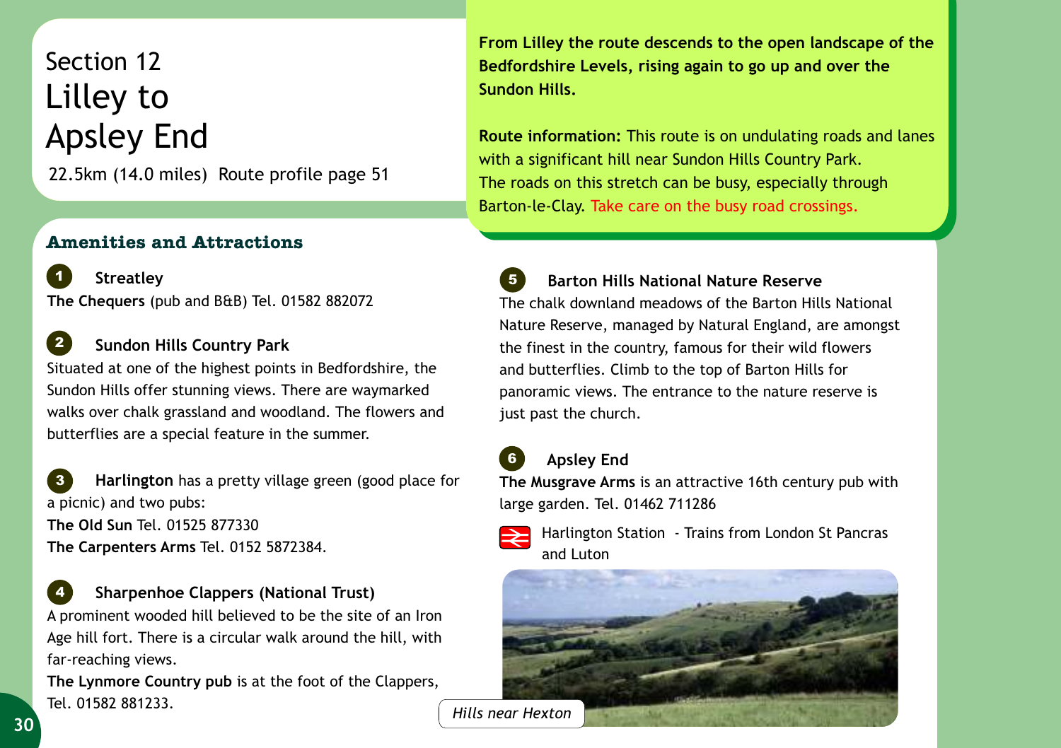# Section 12
# Lilley to Apsley End

22.5km (14.0 miles) Route profile page 51

**From Lilley the route descends to the open landscape of the Bedfordshire Levels, rising again to go up and over the Sundon Hills.**

**Route information:** This route is on undulating roads and lanes with a significant hill near Sundon Hills Country Park. The roads on this stretch can be busy, especially through Barton-le-Clay. Take care on the busy road crossings.

## Amenities and Attractions

**1 Streatley**

**The Chequers** (pub and B&B) Tel. 01582 882072

**2 Sundon Hills Country Park**

Situated at one of the highest points in Bedfordshire, the Sundon Hills offer stunning views. There are waymarked walks over chalk grassland and woodland. The flowers and butterflies are a special feature in the summer.

**3 Harlington** has a pretty village green (good place for a picnic) and two pubs:
**The Old Sun** Tel. 01525 877330
**The Carpenters Arms** Tel. 0152 5872384.

**4 Sharpenhoe Clappers (National Trust)**

A prominent wooded hill believed to be the site of an Iron Age hill fort. There is a circular walk around the hill, with far-reaching views.
**The Lynmore Country pub** is at the foot of the Clappers, Tel. 01582 881233.

**5 Barton Hills National Nature Reserve**

The chalk downland meadows of the Barton Hills National Nature Reserve, managed by Natural England, are amongst the finest in the country, famous for their wild flowers and butterflies. Climb to the top of Barton Hills for panoramic views. The entrance to the nature reserve is just past the church.

**6 Apsley End**

**The Musgrave Arms** is an attractive 16th century pub with large garden. Tel. 01462 711286

Harlington Station - Trains from London St Pancras and Luton

*Hills near Hexton*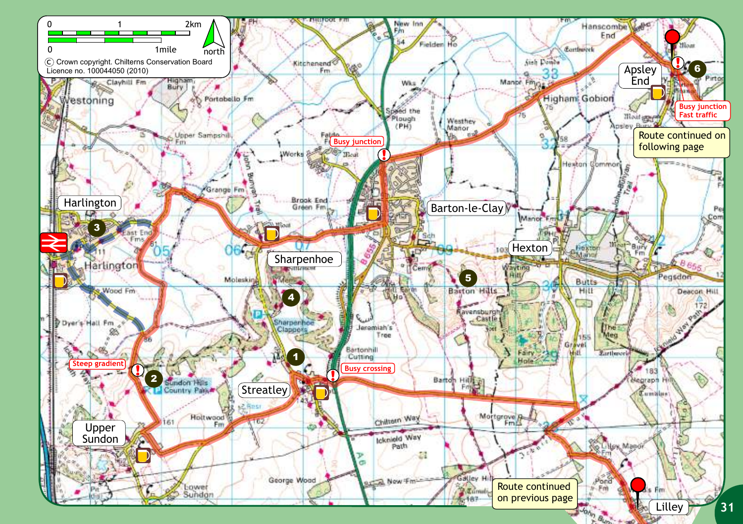0 1 2km

0 1mile

north

© Crown copyright. Chilterns Conservation Board Licence no. 100044050 (2010)

Harlington

Sharpenhoe

Barton-le-Clay

Hexton

Apsley End

Streatley

Upper Sundon

Lilley

Busy junction

Busy junction Fast traffic

Steep gradient

Busy crossing

Route continued on following page

Route continued on previous page

1 2 3 4 5 6